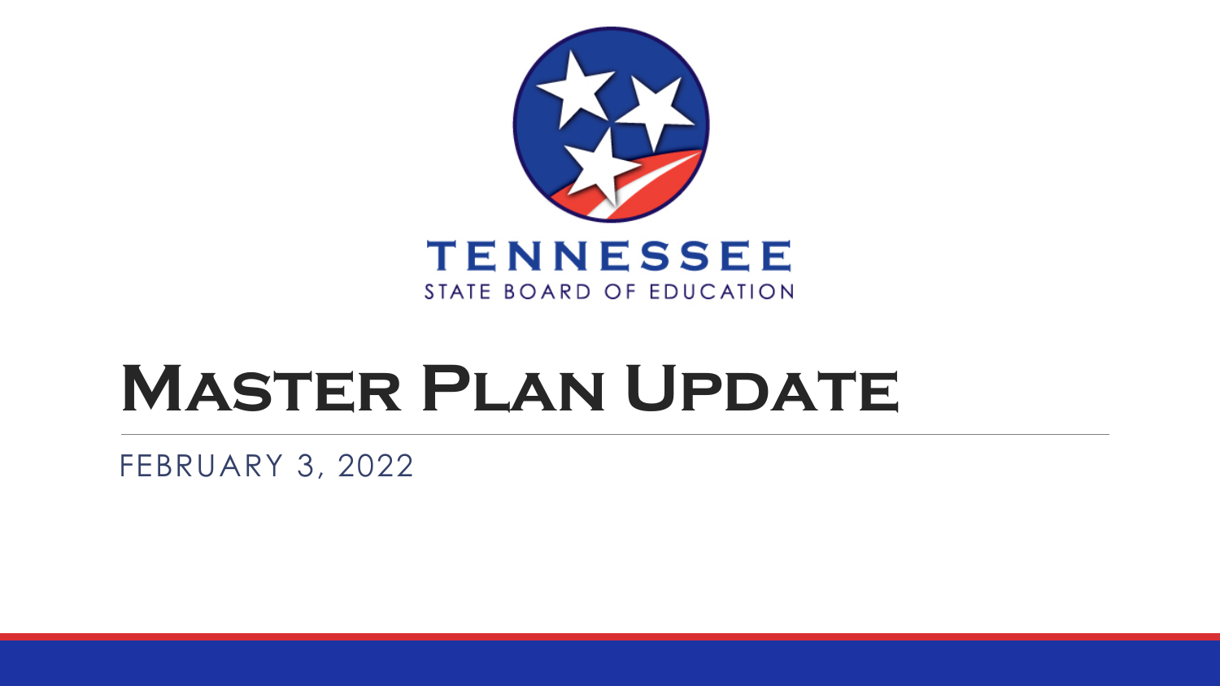TENNESSEE
STATE BOARD OF EDUCATION

# Master Plan Update

FEBRUARY 3, 2022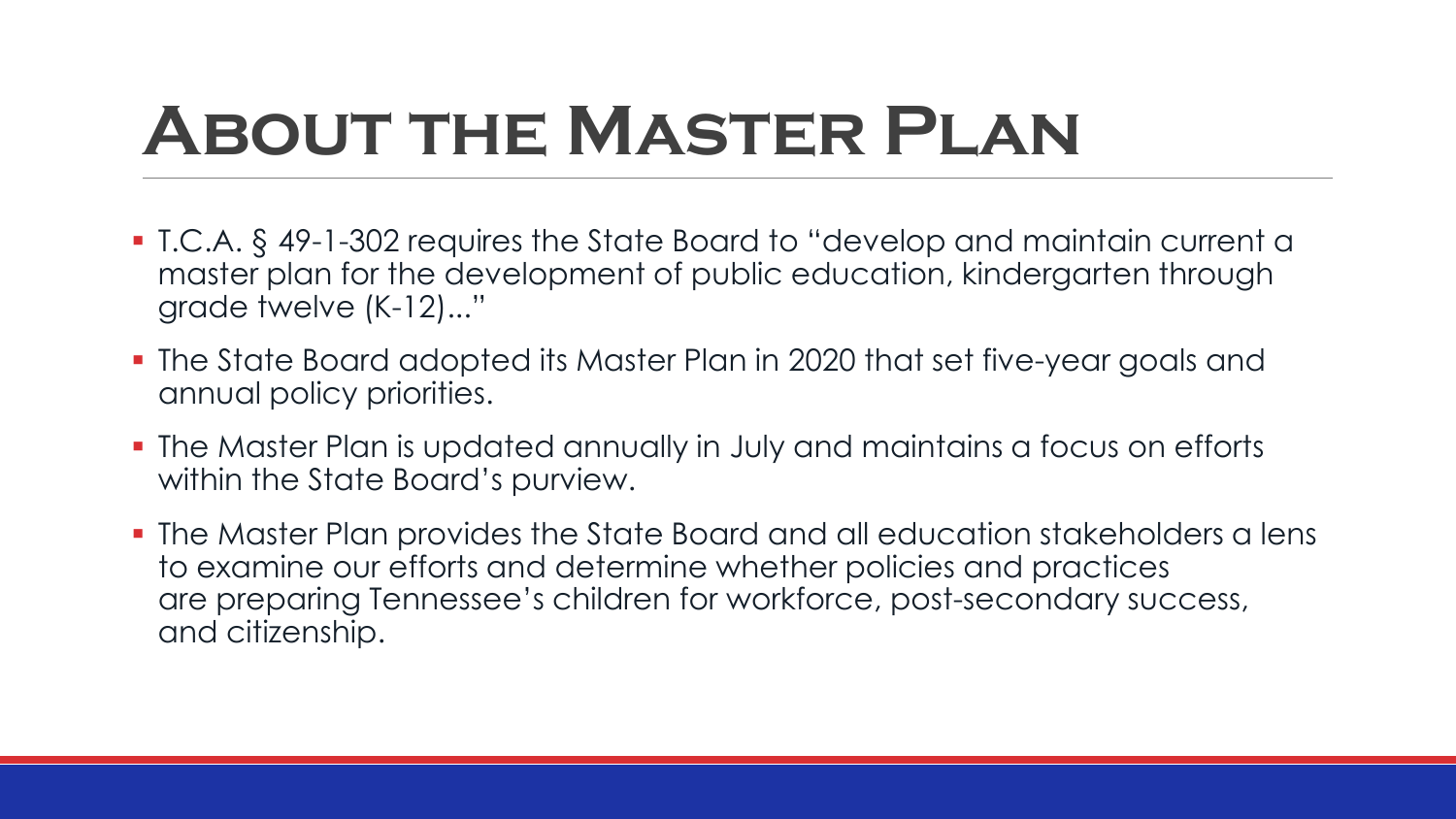# About the Master Plan

- T.C.A. § 49-1-302 requires the State Board to "develop and maintain current a master plan for the development of public education, kindergarten through grade twelve (K-12)..."
- The State Board adopted its Master Plan in 2020 that set five-year goals and annual policy priorities.
- The Master Plan is updated annually in July and maintains a focus on efforts within the State Board's purview.
- The Master Plan provides the State Board and all education stakeholders a lens to examine our efforts and determine whether policies and practices are preparing Tennessee's children for workforce, post-secondary success, and citizenship.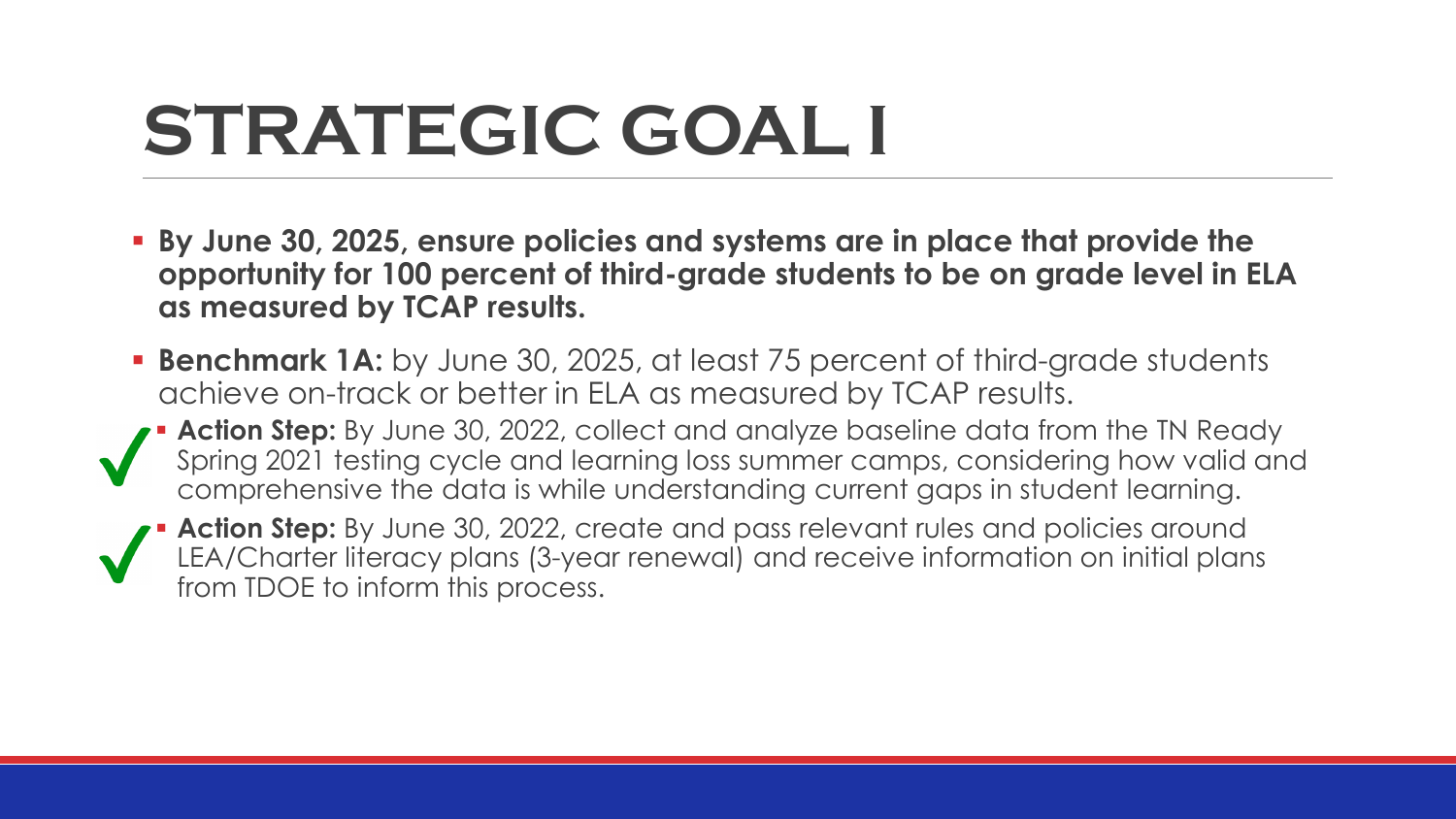# STRATEGIC GOAL I

- **By June 30, 2025, ensure policies and systems are in place that provide the opportunity for 100 percent of third-grade students to be on grade level in ELA as measured by TCAP results.**
- **Benchmark 1A:** by June 30, 2025, at least 75 percent of third-grade students achieve on-track or better in ELA as measured by TCAP results.
  - ✓ **Action Step:** By June 30, 2022, collect and analyze baseline data from the TN Ready Spring 2021 testing cycle and learning loss summer camps, considering how valid and comprehensive the data is while understanding current gaps in student learning.
  - ✓ **Action Step:** By June 30, 2022, create and pass relevant rules and policies around LEA/Charter literacy plans (3-year renewal) and receive information on initial plans from TDOE to inform this process.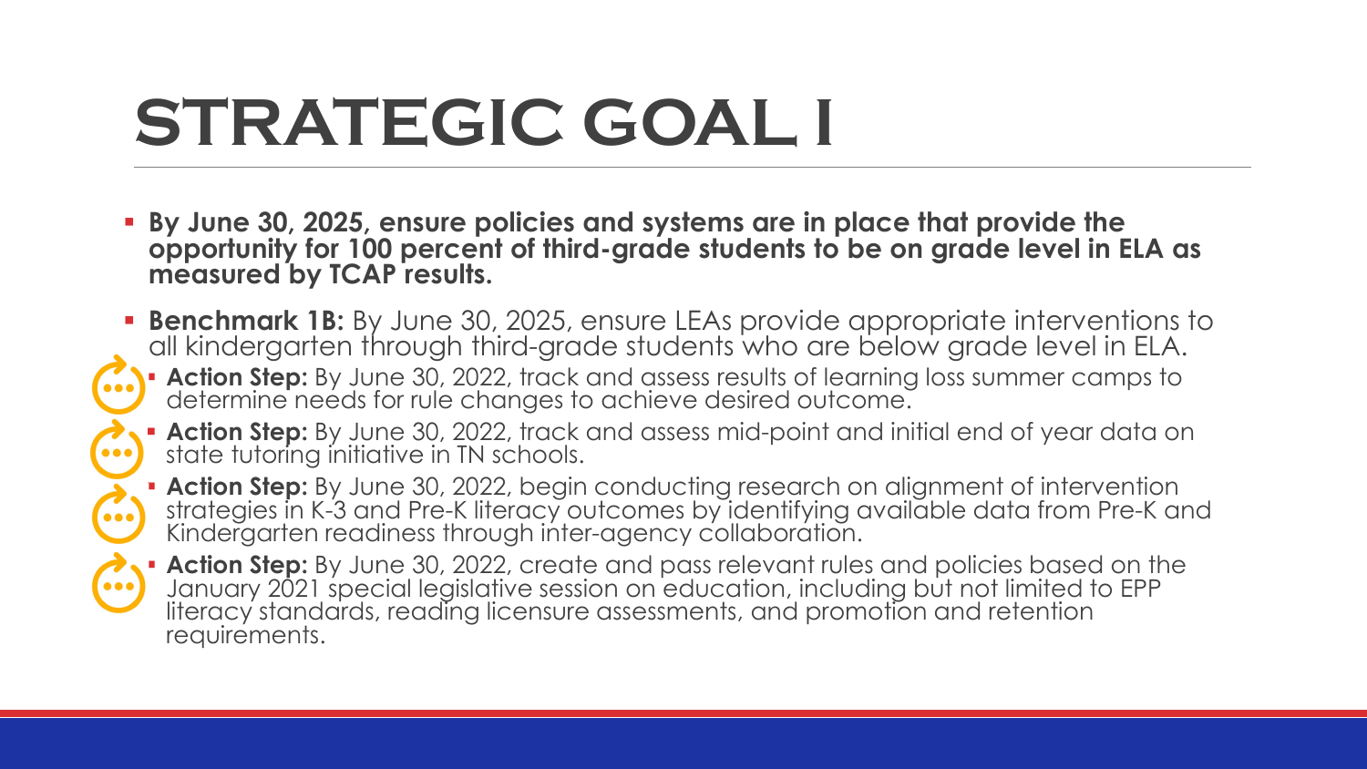# STRATEGIC GOAL I

- **By June 30, 2025, ensure policies and systems are in place that provide the opportunity for 100 percent of third-grade students to be on grade level in ELA as measured by TCAP results.**
- **Benchmark 1B:** By June 30, 2025, ensure LEAs provide appropriate interventions to all kindergarten through third-grade students who are below grade level in ELA.
  - **Action Step:** By June 30, 2022, track and assess results of learning loss summer camps to determine needs for rule changes to achieve desired outcome.
  - **Action Step:** By June 30, 2022, track and assess mid-point and initial end of year data on state tutoring initiative in TN schools.
  - **Action Step:** By June 30, 2022, begin conducting research on alignment of intervention strategies in K-3 and Pre-K literacy outcomes by identifying available data from Pre-K and Kindergarten readiness through inter-agency collaboration.
  - **Action Step:** By June 30, 2022, create and pass relevant rules and policies based on the January 2021 special legislative session on education, including but not limited to EPP literacy standards, reading licensure assessments, and promotion and retention requirements.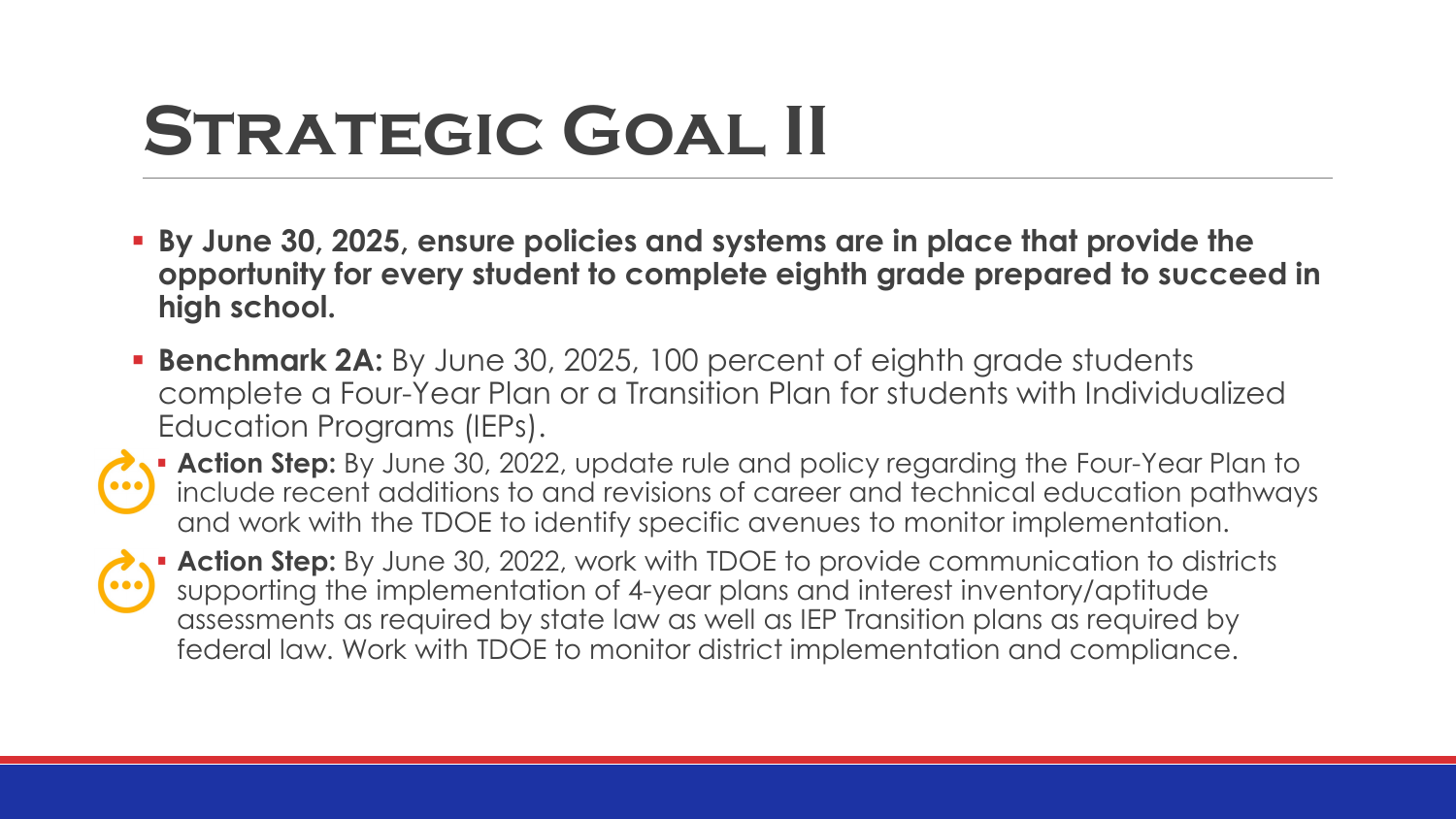# Strategic Goal II

- **By June 30, 2025, ensure policies and systems are in place that provide the opportunity for every student to complete eighth grade prepared to succeed in high school.**
- **Benchmark 2A:** By June 30, 2025, 100 percent of eighth grade students complete a Four-Year Plan or a Transition Plan for students with Individualized Education Programs (IEPs).
  - **Action Step:** By June 30, 2022, update rule and policy regarding the Four-Year Plan to include recent additions to and revisions of career and technical education pathways and work with the TDOE to identify specific avenues to monitor implementation.
  - **Action Step:** By June 30, 2022, work with TDOE to provide communication to districts supporting the implementation of 4-year plans and interest inventory/aptitude assessments as required by state law as well as IEP Transition plans as required by federal law. Work with TDOE to monitor district implementation and compliance.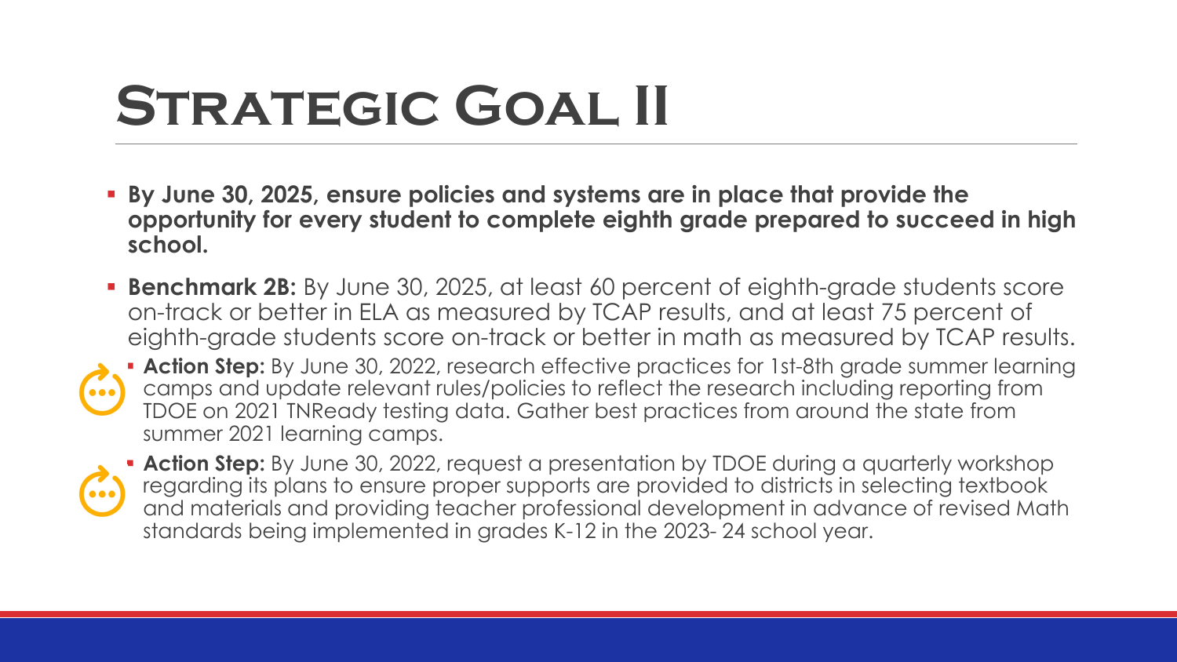# Strategic Goal II

- **By June 30, 2025, ensure policies and systems are in place that provide the opportunity for every student to complete eighth grade prepared to succeed in high school.**
- **Benchmark 2B:** By June 30, 2025, at least 60 percent of eighth-grade students score on-track or better in ELA as measured by TCAP results, and at least 75 percent of eighth-grade students score on-track or better in math as measured by TCAP results.
  - **Action Step:** By June 30, 2022, research effective practices for 1st-8th grade summer learning camps and update relevant rules/policies to reflect the research including reporting from TDOE on 2021 TNReady testing data. Gather best practices from around the state from summer 2021 learning camps.
  - **Action Step:** By June 30, 2022, request a presentation by TDOE during a quarterly workshop regarding its plans to ensure proper supports are provided to districts in selecting textbook and materials and providing teacher professional development in advance of revised Math standards being implemented in grades K-12 in the 2023- 24 school year.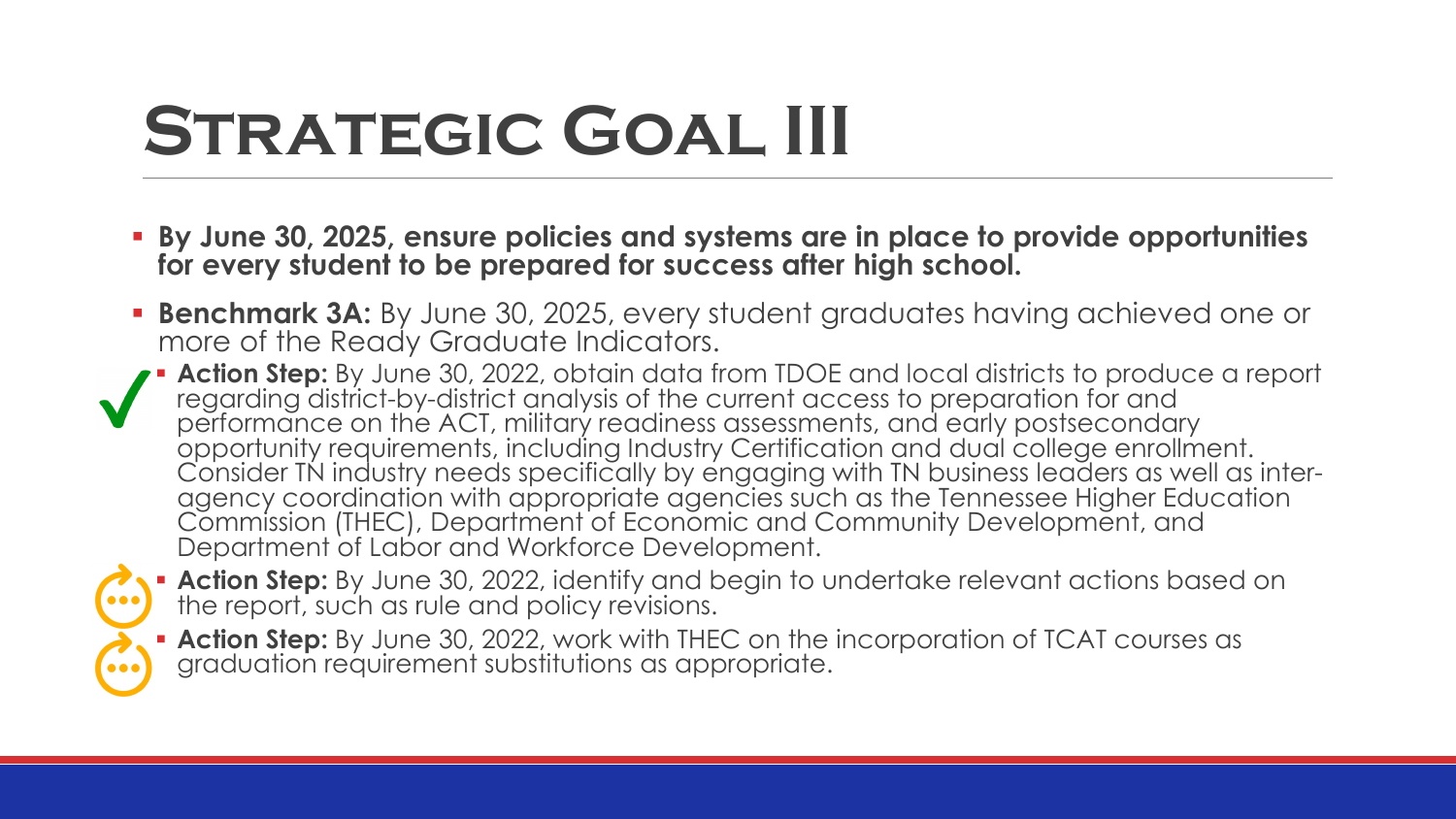# Strategic Goal III

- **By June 30, 2025, ensure policies and systems are in place to provide opportunities for every student to be prepared for success after high school.**
- **Benchmark 3A:** By June 30, 2025, every student graduates having achieved one or more of the Ready Graduate Indicators.
  - ✓ **Action Step:** By June 30, 2022, obtain data from TDOE and local districts to produce a report regarding district-by-district analysis of the current access to preparation for and performance on the ACT, military readiness assessments, and early postsecondary opportunity requirements, including Industry Certification and dual college enrollment. Consider TN industry needs specifically by engaging with TN business leaders as well as inter-agency coordination with appropriate agencies such as the Tennessee Higher Education Commission (THEC), Department of Economic and Community Development, and Department of Labor and Workforce Development.
  - **Action Step:** By June 30, 2022, identify and begin to undertake relevant actions based on the report, such as rule and policy revisions.
  - **Action Step:** By June 30, 2022, work with THEC on the incorporation of TCAT courses as graduation requirement substitutions as appropriate.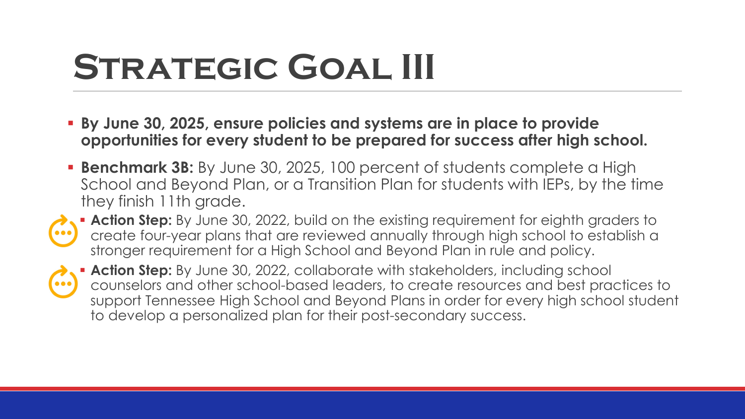# Strategic Goal III

- **By June 30, 2025, ensure policies and systems are in place to provide opportunities for every student to be prepared for success after high school.**
- **Benchmark 3B:** By June 30, 2025, 100 percent of students complete a High School and Beyond Plan, or a Transition Plan for students with IEPs, by the time they finish 11th grade.
  - **Action Step:** By June 30, 2022, build on the existing requirement for eighth graders to create four-year plans that are reviewed annually through high school to establish a stronger requirement for a High School and Beyond Plan in rule and policy.
  - **Action Step:** By June 30, 2022, collaborate with stakeholders, including school counselors and other school-based leaders, to create resources and best practices to support Tennessee High School and Beyond Plans in order for every high school student to develop a personalized plan for their post-secondary success.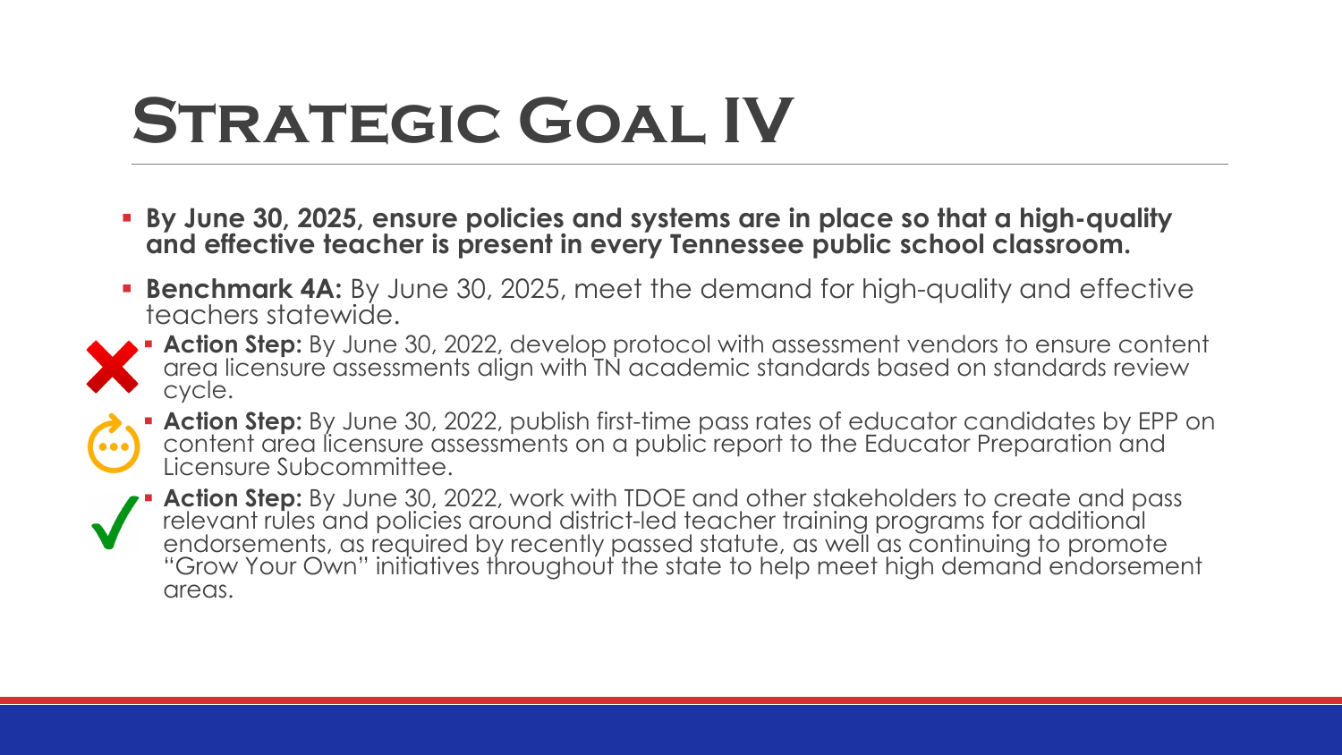# Strategic Goal IV

- **By June 30, 2025, ensure policies and systems are in place so that a high-quality and effective teacher is present in every Tennessee public school classroom.**
- **Benchmark 4A:** By June 30, 2025, meet the demand for high-quality and effective teachers statewide.
  - **Action Step:** By June 30, 2022, develop protocol with assessment vendors to ensure content area licensure assessments align with TN academic standards based on standards review cycle.
  - **Action Step:** By June 30, 2022, publish first-time pass rates of educator candidates by EPP on content area licensure assessments on a public report to the Educator Preparation and Licensure Subcommittee.
  - **Action Step:** By June 30, 2022, work with TDOE and other stakeholders to create and pass relevant rules and policies around district-led teacher training programs for additional endorsements, as required by recently passed statute, as well as continuing to promote "Grow Your Own" initiatives throughout the state to help meet high demand endorsement areas.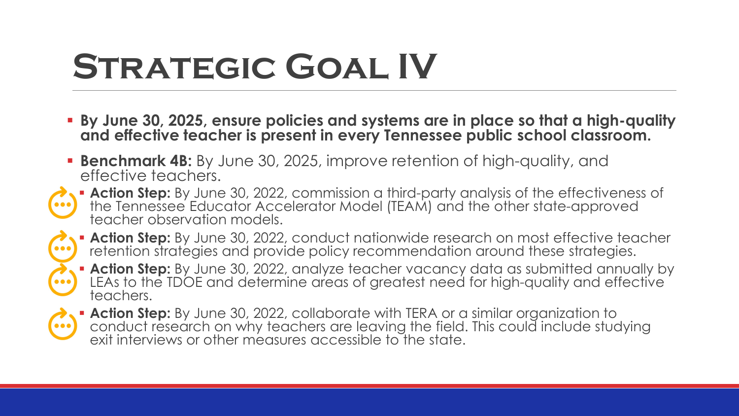# Strategic Goal IV

- **By June 30, 2025, ensure policies and systems are in place so that a high-quality and effective teacher is present in every Tennessee public school classroom.**
- **Benchmark 4B:** By June 30, 2025, improve retention of high-quality, and effective teachers.
  - **Action Step:** By June 30, 2022, commission a third-party analysis of the effectiveness of the Tennessee Educator Accelerator Model (TEAM) and the other state-approved teacher observation models.
  - **Action Step:** By June 30, 2022, conduct nationwide research on most effective teacher retention strategies and provide policy recommendation around these strategies.
  - **Action Step:** By June 30, 2022, analyze teacher vacancy data as submitted annually by LEAs to the TDOE and determine areas of greatest need for high-quality and effective teachers.
  - **Action Step:** By June 30, 2022, collaborate with TERA or a similar organization to conduct research on why teachers are leaving the field. This could include studying exit interviews or other measures accessible to the state.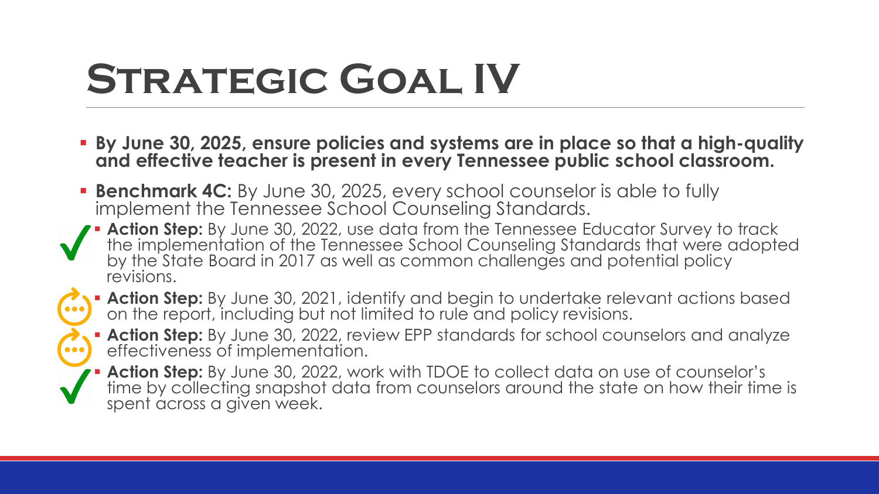# Strategic Goal IV

- **By June 30, 2025, ensure policies and systems are in place so that a high-quality and effective teacher is present in every Tennessee public school classroom.**
- **Benchmark 4C:** By June 30, 2025, every school counselor is able to fully implement the Tennessee School Counseling Standards.
  - ✓ **Action Step:** By June 30, 2022, use data from the Tennessee Educator Survey to track the implementation of the Tennessee School Counseling Standards that were adopted by the State Board in 2017 as well as common challenges and potential policy revisions.
  - **Action Step:** By June 30, 2021, identify and begin to undertake relevant actions based on the report, including but not limited to rule and policy revisions.
  - **Action Step:** By June 30, 2022, review EPP standards for school counselors and analyze effectiveness of implementation.
  - ✓ **Action Step:** By June 30, 2022, work with TDOE to collect data on use of counselor's time by collecting snapshot data from counselors around the state on how their time is spent across a given week.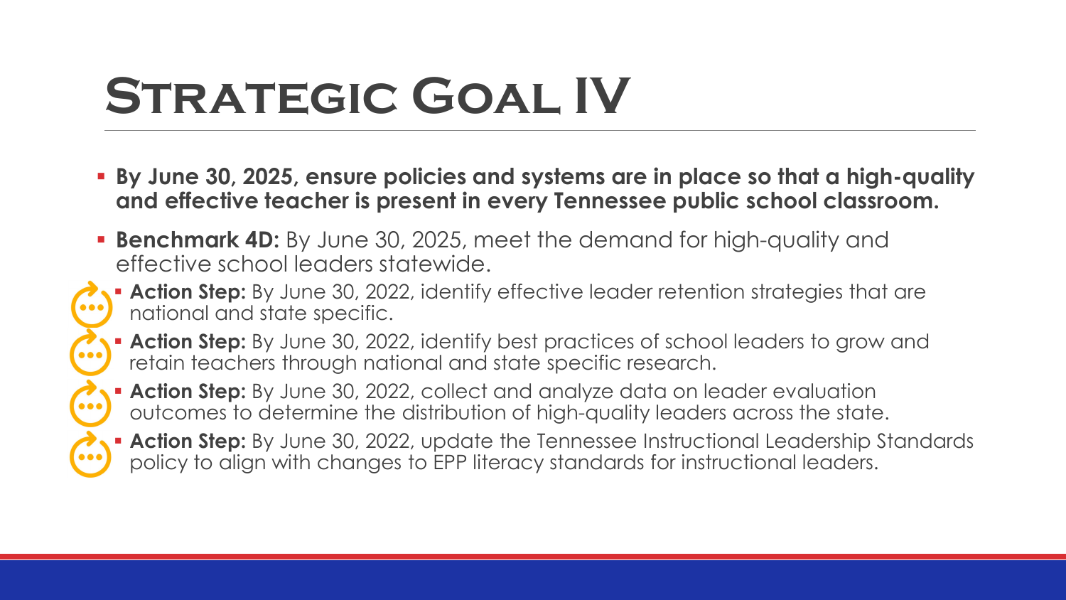# Strategic Goal IV

- **By June 30, 2025, ensure policies and systems are in place so that a high-quality and effective teacher is present in every Tennessee public school classroom.**
- **Benchmark 4D:** By June 30, 2025, meet the demand for high-quality and effective school leaders statewide.
  - **Action Step:** By June 30, 2022, identify effective leader retention strategies that are national and state specific.
  - **Action Step:** By June 30, 2022, identify best practices of school leaders to grow and retain teachers through national and state specific research.
  - **Action Step:** By June 30, 2022, collect and analyze data on leader evaluation outcomes to determine the distribution of high-quality leaders across the state.
  - **Action Step:** By June 30, 2022, update the Tennessee Instructional Leadership Standards policy to align with changes to EPP literacy standards for instructional leaders.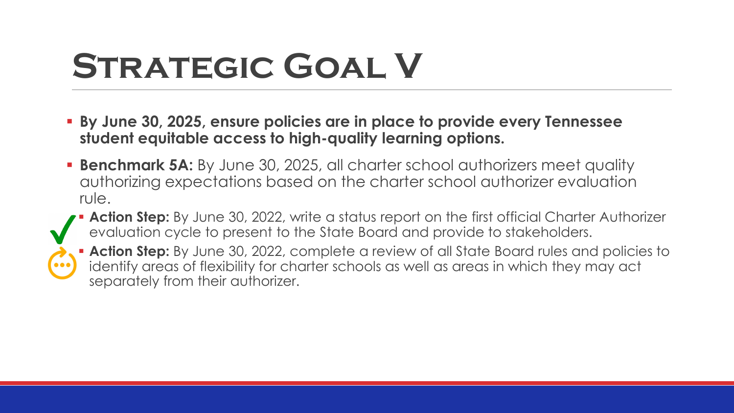# Strategic Goal V

- **By June 30, 2025, ensure policies are in place to provide every Tennessee student equitable access to high-quality learning options.**
- **Benchmark 5A:** By June 30, 2025, all charter school authorizers meet quality authorizing expectations based on the charter school authorizer evaluation rule.
  - **Action Step:** By June 30, 2022, write a status report on the first official Charter Authorizer evaluation cycle to present to the State Board and provide to stakeholders.
  - **Action Step:** By June 30, 2022, complete a review of all State Board rules and policies to identify areas of flexibility for charter schools as well as areas in which they may act separately from their authorizer.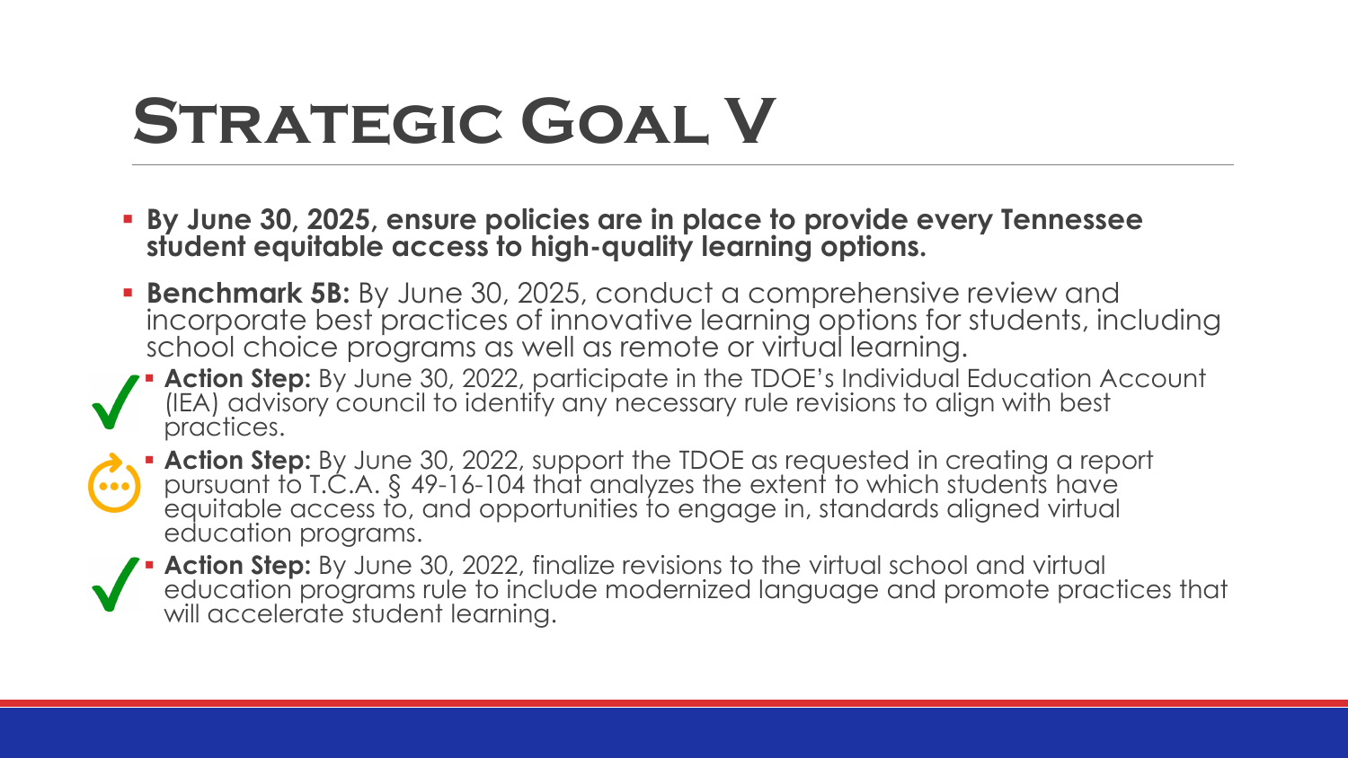# Strategic Goal V

- **By June 30, 2025, ensure policies are in place to provide every Tennessee student equitable access to high-quality learning options.**
- **Benchmark 5B:** By June 30, 2025, conduct a comprehensive review and incorporate best practices of innovative learning options for students, including school choice programs as well as remote or virtual learning.
  - **Action Step:** By June 30, 2022, participate in the TDOE's Individual Education Account (IEA) advisory council to identify any necessary rule revisions to align with best practices.
  - **Action Step:** By June 30, 2022, support the TDOE as requested in creating a report pursuant to T.C.A. § 49-16-104 that analyzes the extent to which students have equitable access to, and opportunities to engage in, standards aligned virtual education programs.
  - **Action Step:** By June 30, 2022, finalize revisions to the virtual school and virtual education programs rule to include modernized language and promote practices that will accelerate student learning.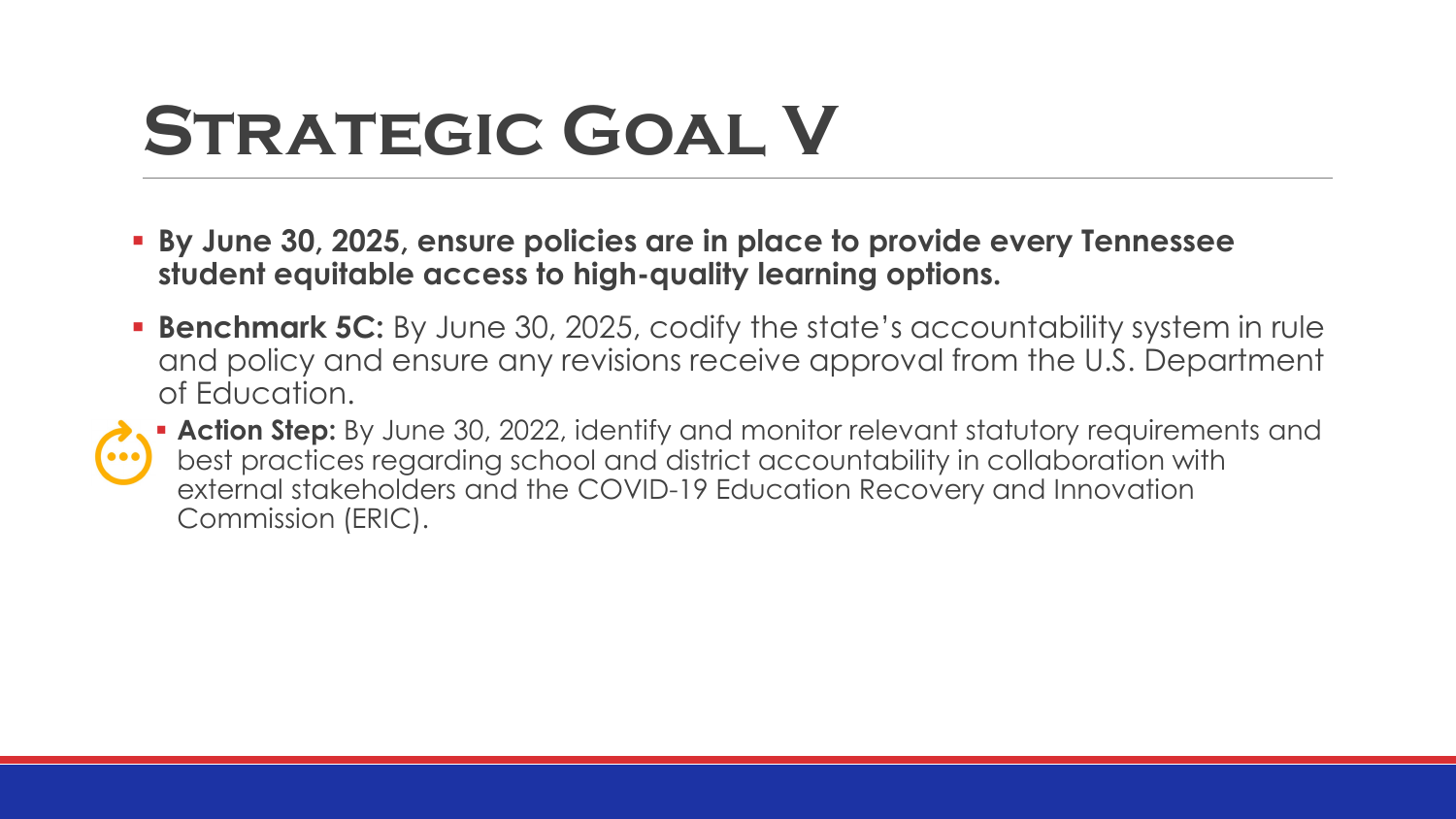# Strategic Goal V

- **By June 30, 2025, ensure policies are in place to provide every Tennessee student equitable access to high-quality learning options.**
- **Benchmark 5C:** By June 30, 2025, codify the state's accountability system in rule and policy and ensure any revisions receive approval from the U.S. Department of Education.
  - **Action Step:** By June 30, 2022, identify and monitor relevant statutory requirements and best practices regarding school and district accountability in collaboration with external stakeholders and the COVID-19 Education Recovery and Innovation Commission (ERIC).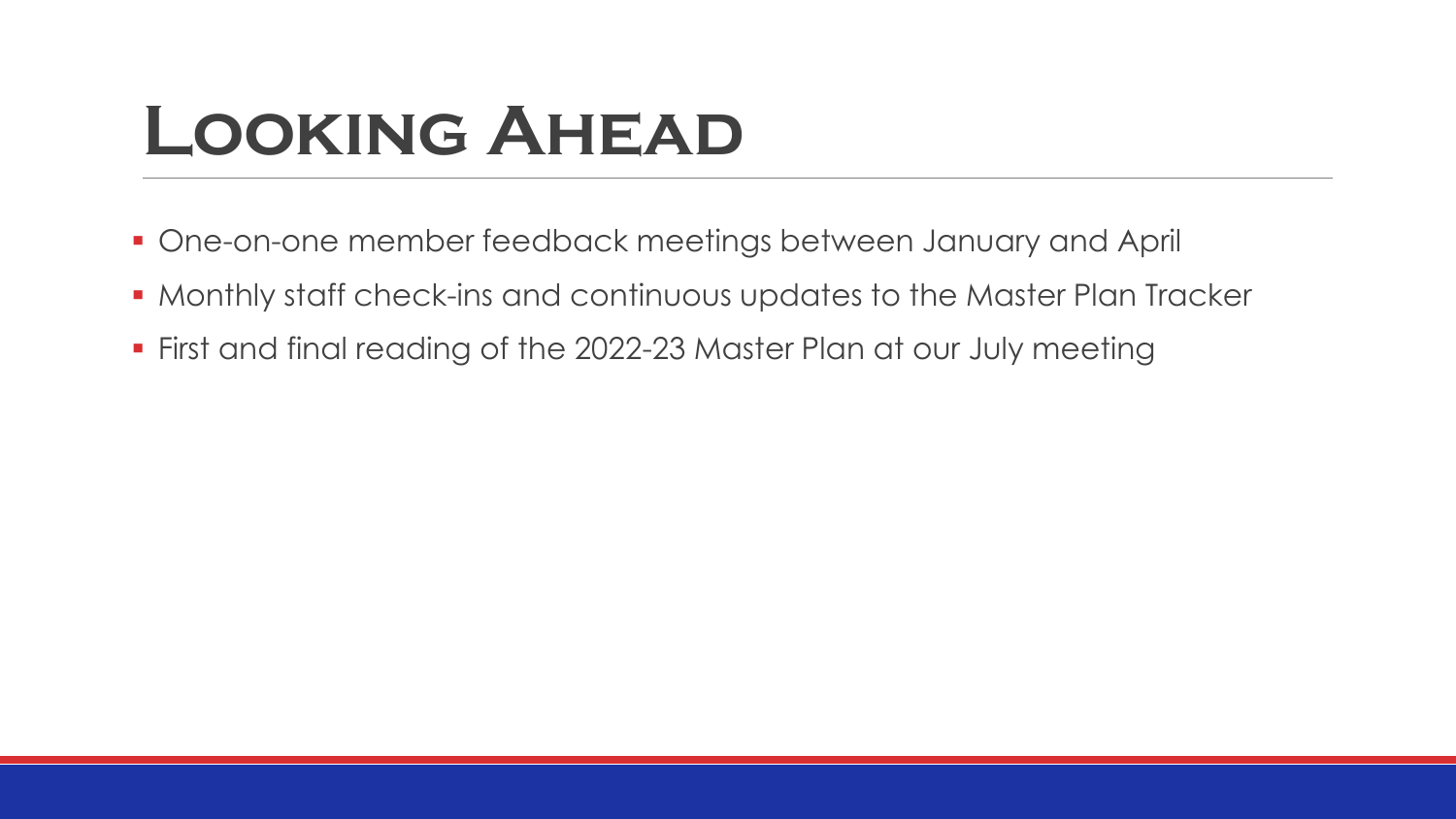# Looking Ahead

- One-on-one member feedback meetings between January and April
- Monthly staff check-ins and continuous updates to the Master Plan Tracker
- First and final reading of the 2022-23 Master Plan at our July meeting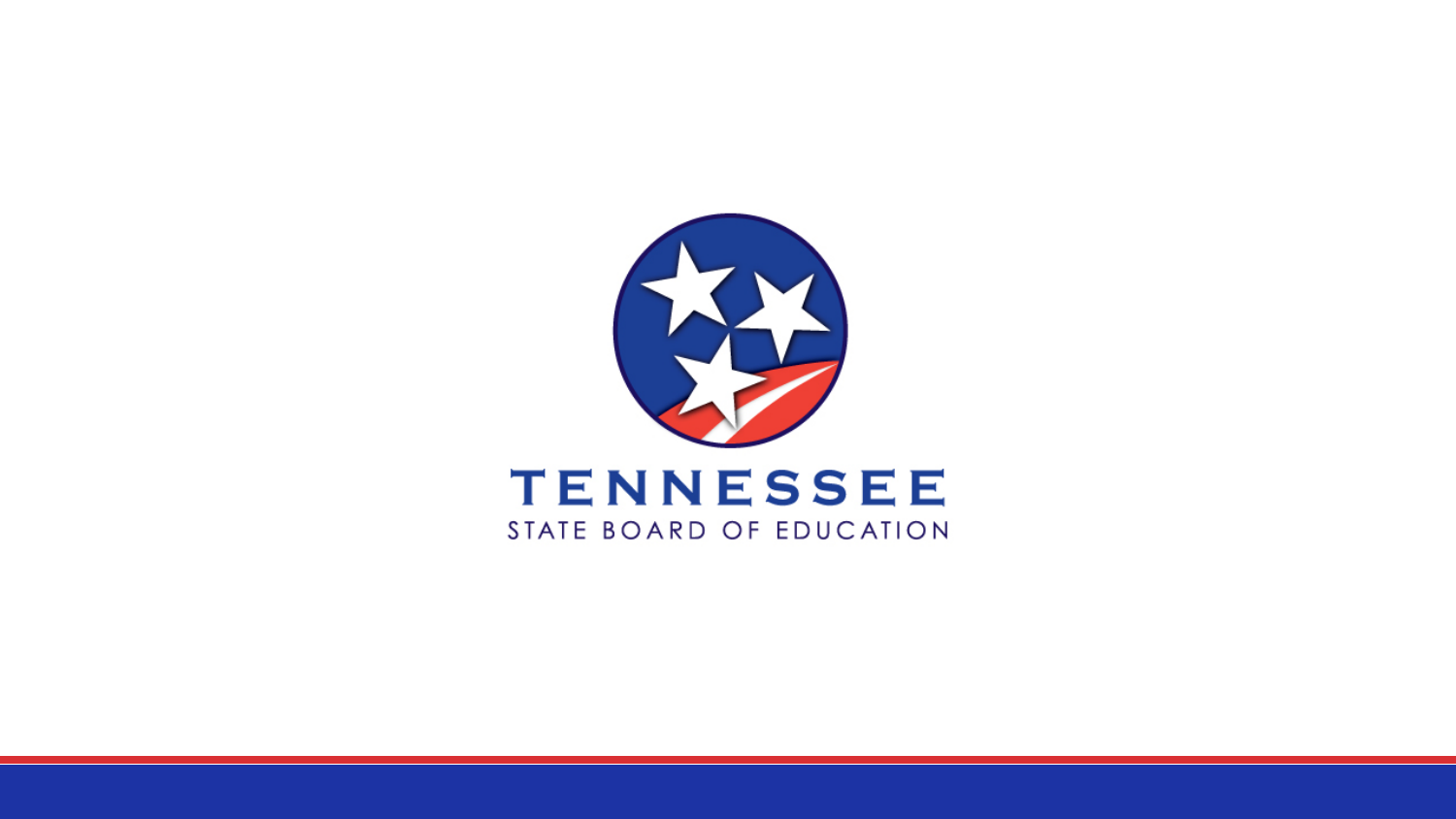TENNESSEE

STATE BOARD OF EDUCATION